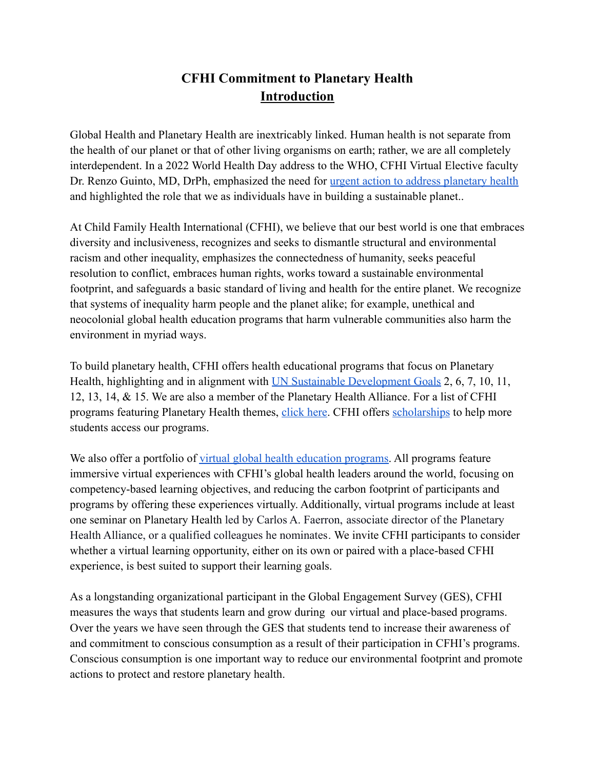# CFHI Commitment to Planetary Health

## Introduction

Global Health and Planetary Health are inextricably linked. Human health is not separate from the health of our planet or that of other living organisms on earth; rather, we are all completely interdependent. In a 2022 World Health Day address to the WHO, CFHI Virtual Elective faculty Dr. Renzo Guinto, MD, DrPh, emphasized the need for urgent action to address planetary health and highlighted the role that we as individuals have in building a sustainable planet..

At Child Family Health International (CFHI), we believe that our best world is one that embraces diversity and inclusiveness, recognizes and seeks to dismantle structural and environmental racism and other inequality, emphasizes the connectedness of humanity, seeks peaceful resolution to conflict, embraces human rights, works toward a sustainable environmental footprint, and safeguards a basic standard of living and health for the entire planet. We recognize that systems of inequality harm people and the planet alike; for example, unethical and neocolonial global health education programs that harm vulnerable communities also harm the environment in myriad ways.

To build planetary health, CFHI offers health educational programs that focus on Planetary Health, highlighting and in alignment with UN Sustainable Development Goals 2, 6, 7, 10, 11, 12, 13, 14, & 15. We are also a member of the Planetary Health Alliance. For a list of CFHI programs featuring Planetary Health themes, click here. CFHI offers scholarships to help more students access our programs.

We also offer a portfolio of virtual global health education programs. All programs feature immersive virtual experiences with CFHI's global health leaders around the world, focusing on competency-based learning objectives, and reducing the carbon footprint of participants and programs by offering these experiences virtually. Additionally, virtual programs include at least one seminar on Planetary Health led by Carlos A. Faerron, associate director of the Planetary Health Alliance, or a qualified colleagues he nominates. We invite CFHI participants to consider whether a virtual learning opportunity, either on its own or paired with a place-based CFHI experience, is best suited to support their learning goals.

As a longstanding organizational participant in the Global Engagement Survey (GES), CFHI measures the ways that students learn and grow during our virtual and place-based programs. Over the years we have seen through the GES that students tend to increase their awareness of and commitment to conscious consumption as a result of their participation in CFHI's programs. Conscious consumption is one important way to reduce our environmental footprint and promote actions to protect and restore planetary health.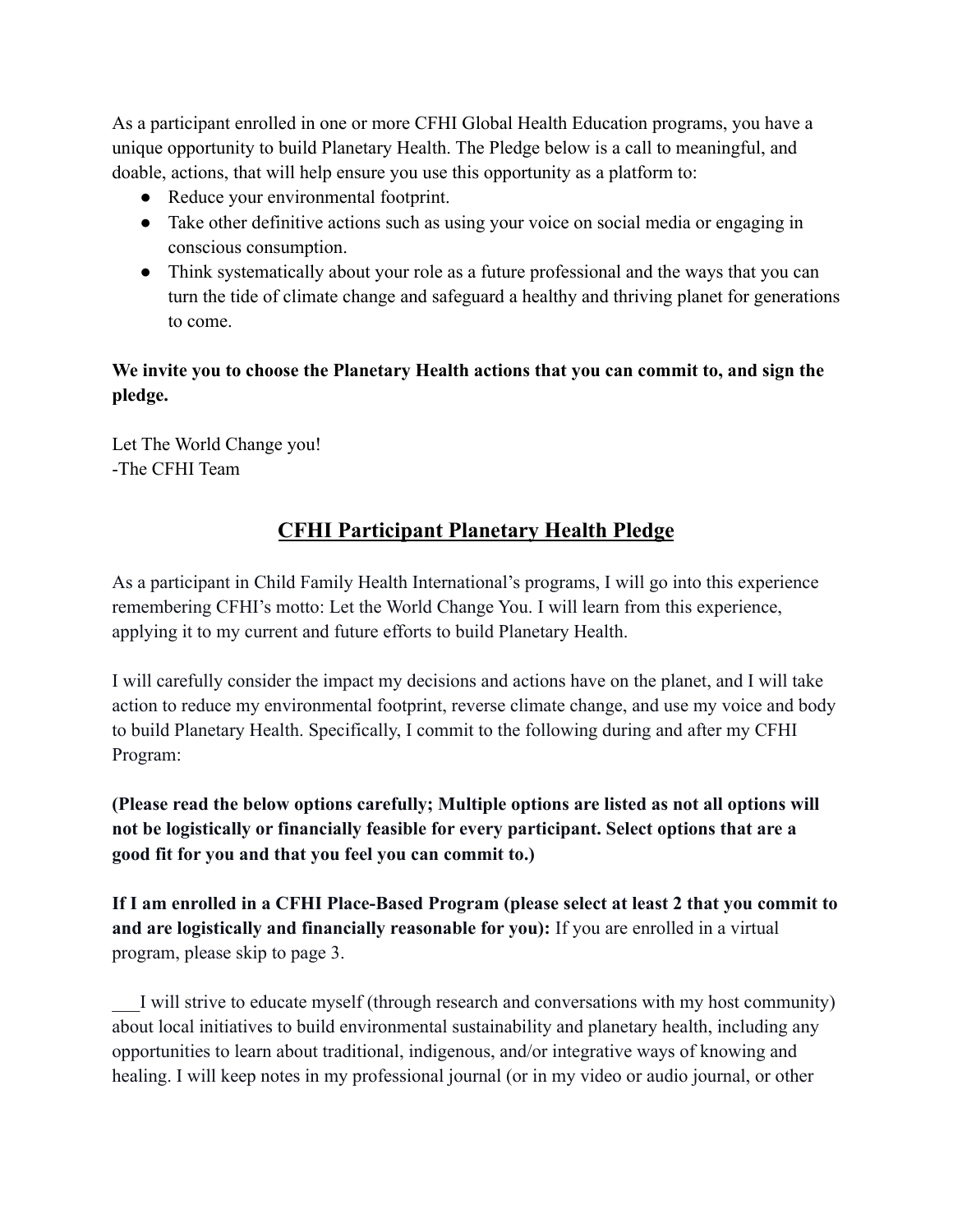As a participant enrolled in one or more CFHI Global Health Education programs, you have a unique opportunity to build Planetary Health. The Pledge below is a call to meaningful, and doable, actions, that will help ensure you use this opportunity as a platform to:

- Reduce your environmental footprint.
- Take other definitive actions such as using your voice on social media or engaging in conscious consumption.
- Think systematically about your role as a future professional and the ways that you can turn the tide of climate change and safeguard a healthy and thriving planet for generations to come.

**We invite you to choose the Planetary Health actions that you can commit to, and sign the pledge.**

Let The World Change you!
-The CFHI Team

## CFHI Participant Planetary Health Pledge

As a participant in Child Family Health International's programs, I will go into this experience remembering CFHI's motto: Let the World Change You. I will learn from this experience, applying it to my current and future efforts to build Planetary Health.

I will carefully consider the impact my decisions and actions have on the planet, and I will take action to reduce my environmental footprint, reverse climate change, and use my voice and body to build Planetary Health. Specifically, I commit to the following during and after my CFHI Program:

**(Please read the below options carefully; Multiple options are listed as not all options will not be logistically or financially feasible for every participant. Select options that are a good fit for you and that you feel you can commit to.)**

**If I am enrolled in a CFHI Place-Based Program (please select at least 2 that you commit to and are logistically and financially reasonable for you):** If you are enrolled in a virtual program, please skip to page 3.

___I will strive to educate myself (through research and conversations with my host community) about local initiatives to build environmental sustainability and planetary health, including any opportunities to learn about traditional, indigenous, and/or integrative ways of knowing and healing. I will keep notes in my professional journal (or in my video or audio journal, or other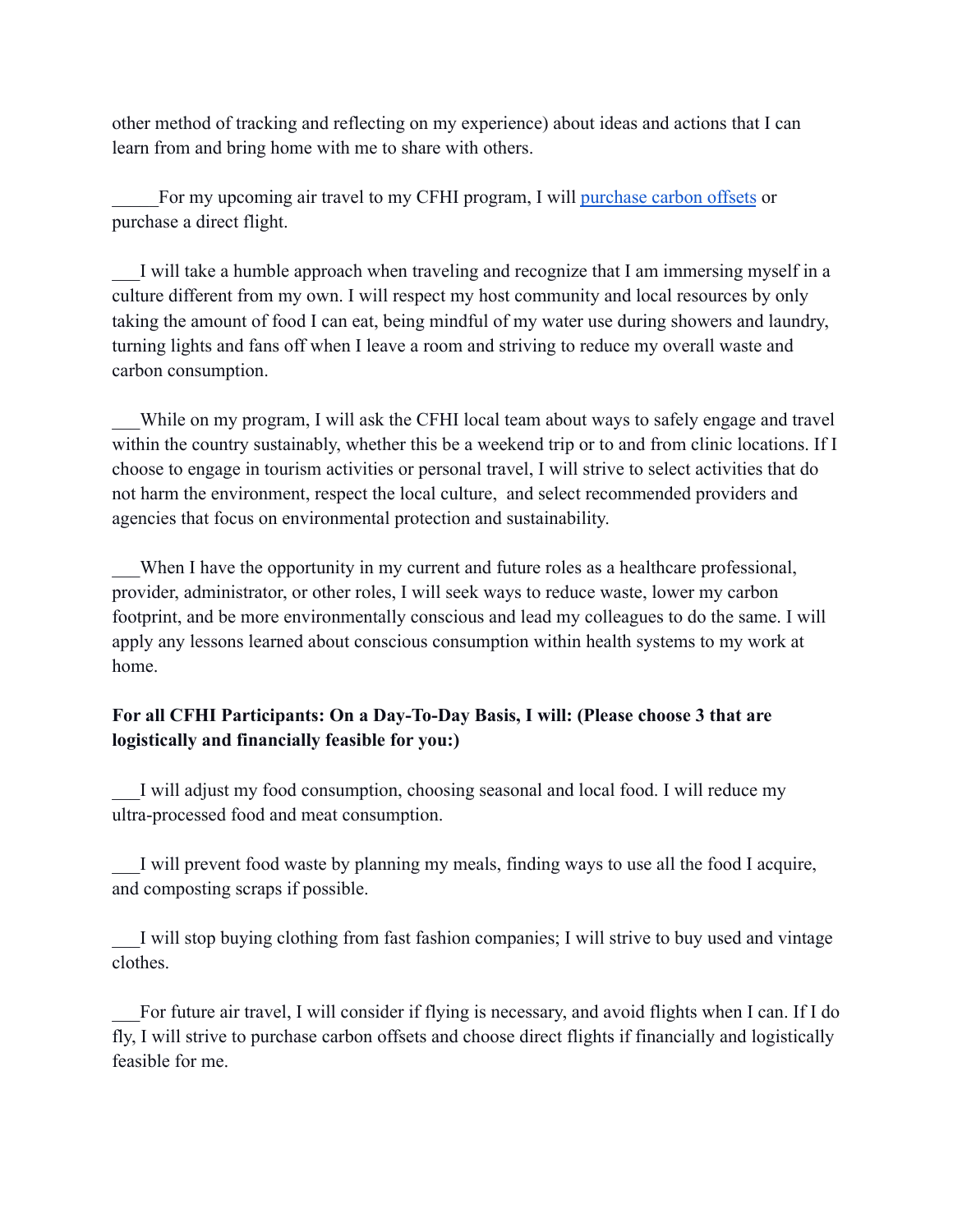other method of tracking and reflecting on my experience) about ideas and actions that I can learn from and bring home with me to share with others.

_____For my upcoming air travel to my CFHI program, I will [purchase carbon offsets]() or purchase a direct flight.

___I will take a humble approach when traveling and recognize that I am immersing myself in a culture different from my own. I will respect my host community and local resources by only taking the amount of food I can eat, being mindful of my water use during showers and laundry, turning lights and fans off when I leave a room and striving to reduce my overall waste and carbon consumption.

___While on my program, I will ask the CFHI local team about ways to safely engage and travel within the country sustainably, whether this be a weekend trip or to and from clinic locations. If I choose to engage in tourism activities or personal travel, I will strive to select activities that do not harm the environment, respect the local culture, and select recommended providers and agencies that focus on environmental protection and sustainability.

___When I have the opportunity in my current and future roles as a healthcare professional, provider, administrator, or other roles, I will seek ways to reduce waste, lower my carbon footprint, and be more environmentally conscious and lead my colleagues to do the same. I will apply any lessons learned about conscious consumption within health systems to my work at home.

**For all CFHI Participants: On a Day-To-Day Basis, I will: (Please choose 3 that are logistically and financially feasible for you:)**

___I will adjust my food consumption, choosing seasonal and local food. I will reduce my ultra-processed food and meat consumption.

___I will prevent food waste by planning my meals, finding ways to use all the food I acquire, and composting scraps if possible.

___I will stop buying clothing from fast fashion companies; I will strive to buy used and vintage clothes.

___For future air travel, I will consider if flying is necessary, and avoid flights when I can. If I do fly, I will strive to purchase carbon offsets and choose direct flights if financially and logistically feasible for me.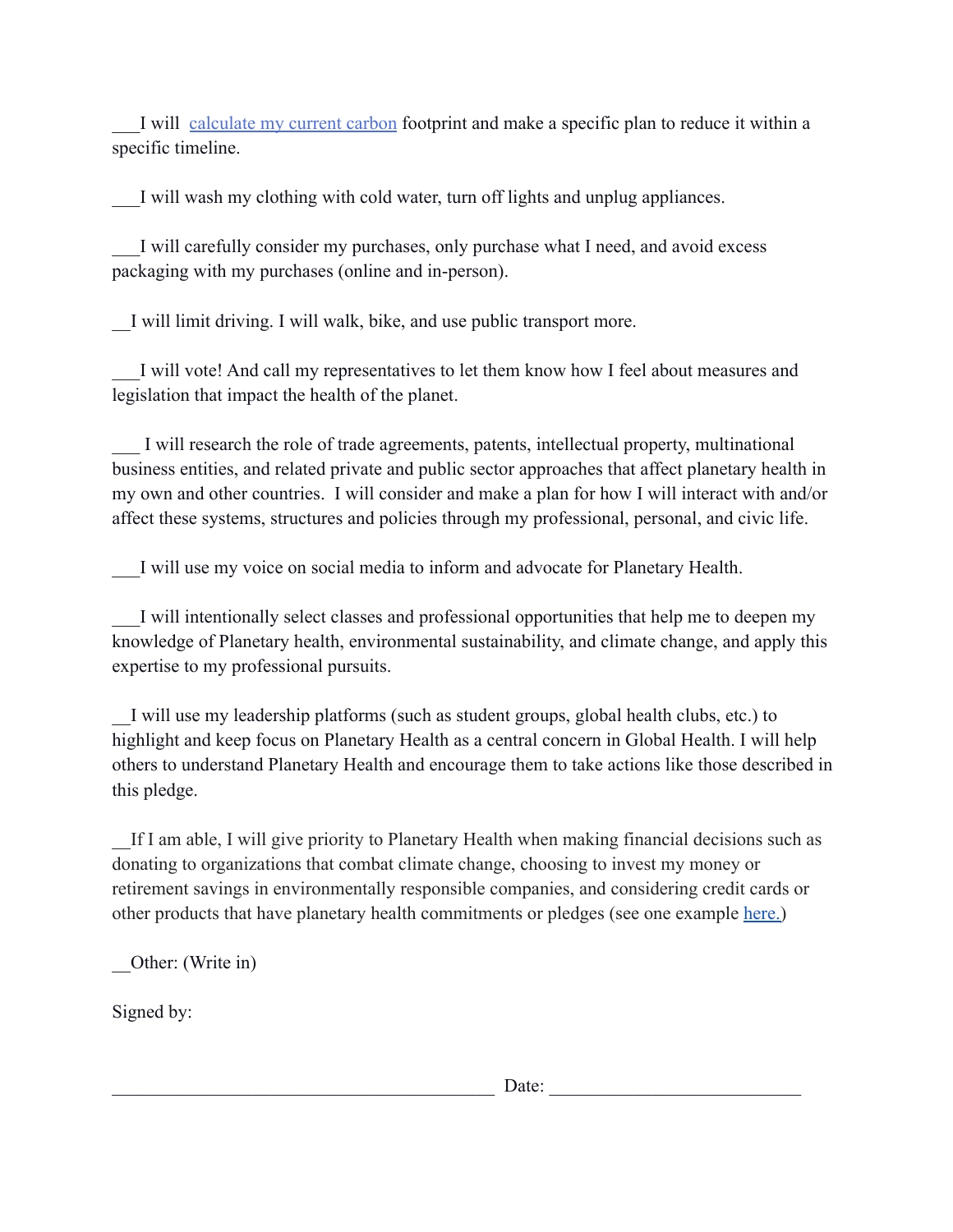___I will calculate my current carbon footprint and make a specific plan to reduce it within a specific timeline.

___I will wash my clothing with cold water, turn off lights and unplug appliances.

___I will carefully consider my purchases, only purchase what I need, and avoid excess packaging with my purchases (online and in-person).

__I will limit driving. I will walk, bike, and use public transport more.

___I will vote! And call my representatives to let them know how I feel about measures and legislation that impact the health of the planet.

___ I will research the role of trade agreements, patents, intellectual property, multinational business entities, and related private and public sector approaches that affect planetary health in my own and other countries. I will consider and make a plan for how I will interact with and/or affect these systems, structures and policies through my professional, personal, and civic life.

___I will use my voice on social media to inform and advocate for Planetary Health.

___I will intentionally select classes and professional opportunities that help me to deepen my knowledge of Planetary health, environmental sustainability, and climate change, and apply this expertise to my professional pursuits.

__I will use my leadership platforms (such as student groups, global health clubs, etc.) to highlight and keep focus on Planetary Health as a central concern in Global Health. I will help others to understand Planetary Health and encourage them to take actions like those described in this pledge.

__If I am able, I will give priority to Planetary Health when making financial decisions such as donating to organizations that combat climate change, choosing to invest my money or retirement savings in environmentally responsible companies, and considering credit cards or other products that have planetary health commitments or pledges (see one example here.)

__Other: (Write in)

Signed by:

__________________________________________ Date: ___________________________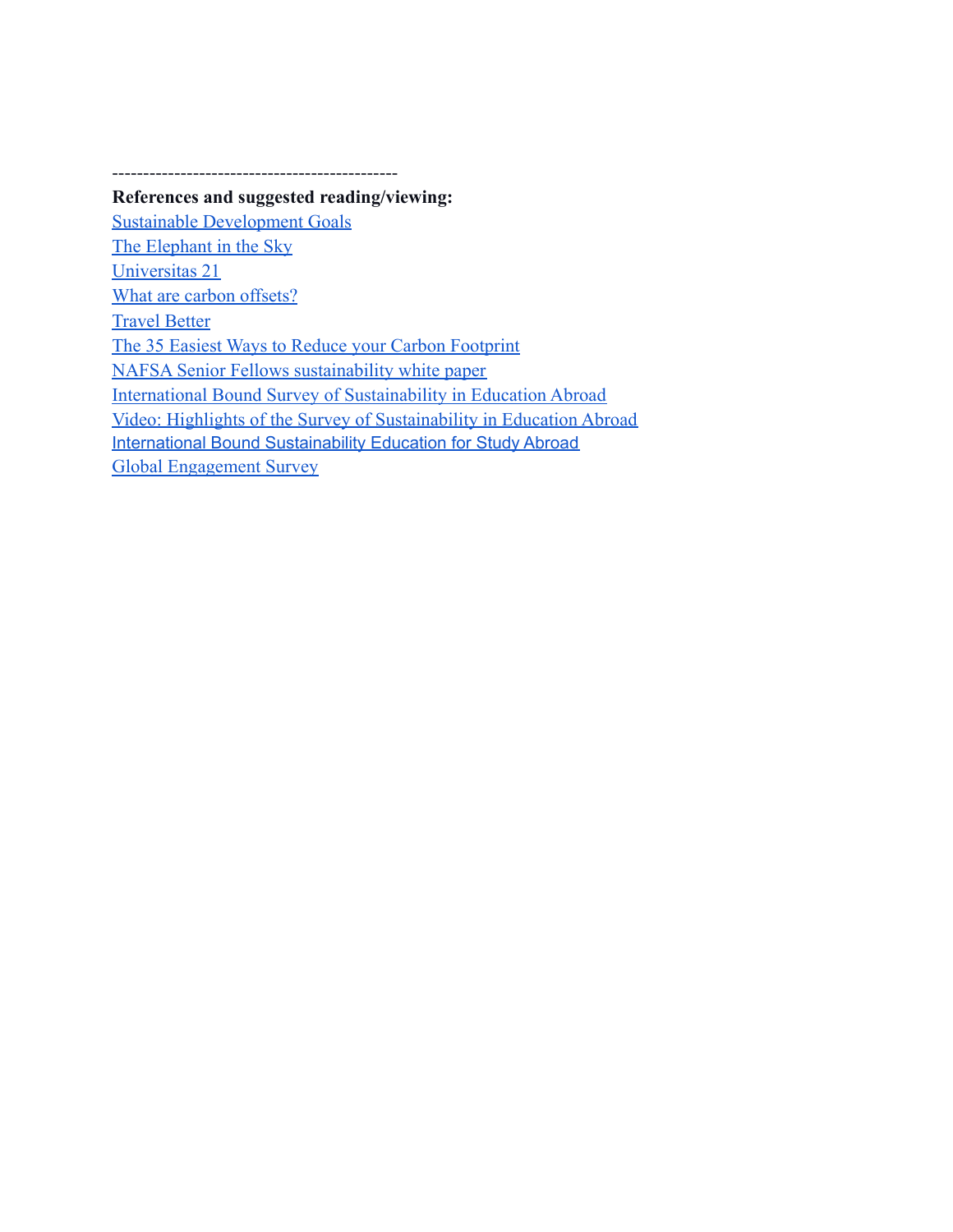----------------------------------------------

**References and suggested reading/viewing:**

Sustainable Development Goals
The Elephant in the Sky
Universitas 21
What are carbon offsets?
Travel Better
The 35 Easiest Ways to Reduce your Carbon Footprint
NAFSA Senior Fellows sustainability white paper
International Bound Survey of Sustainability in Education Abroad
Video: Highlights of the Survey of Sustainability in Education Abroad
International Bound Sustainability Education for Study Abroad
Global Engagement Survey